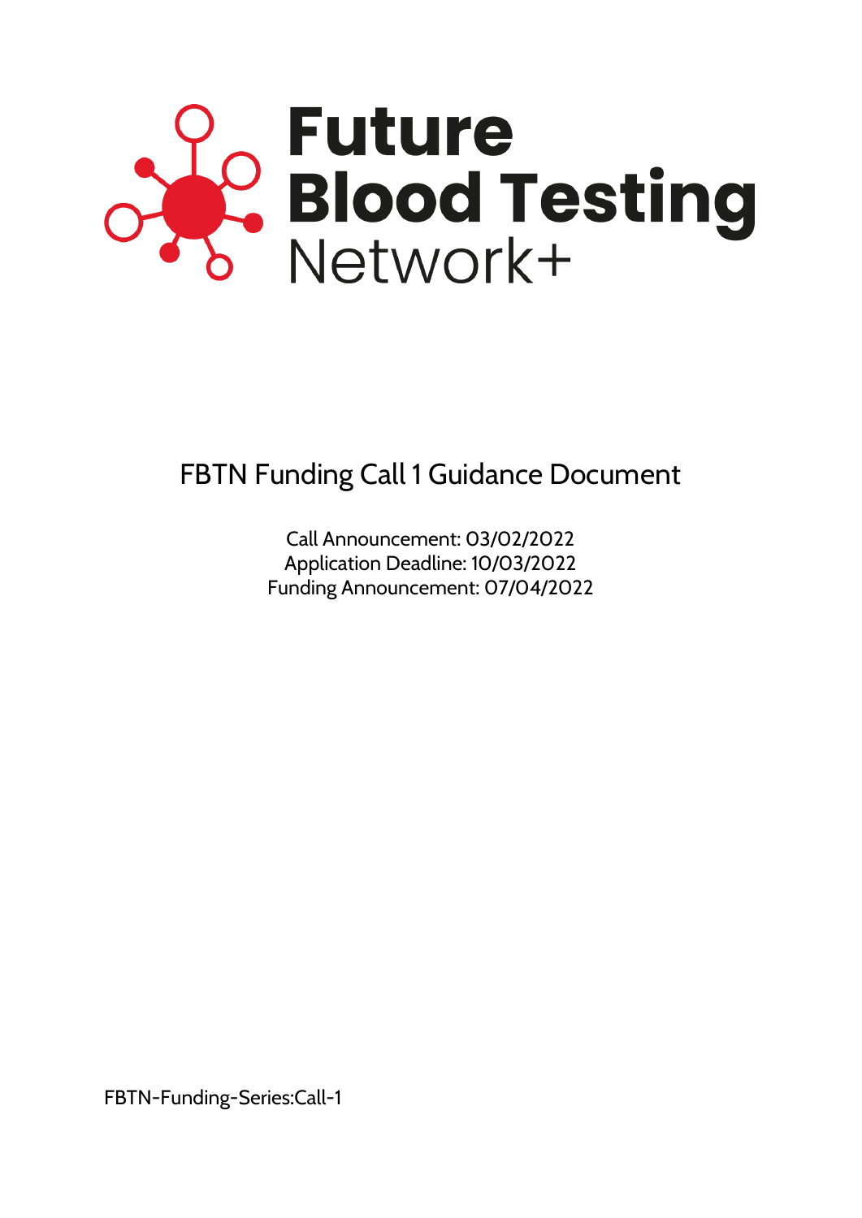# Future Blood Testing Network+

## FBTN Funding Call 1 Guidance Document

Call Announcement: 03/02/2022
Application Deadline: 10/03/2022
Funding Announcement: 07/04/2022

FBTN-Funding-Series:Call-1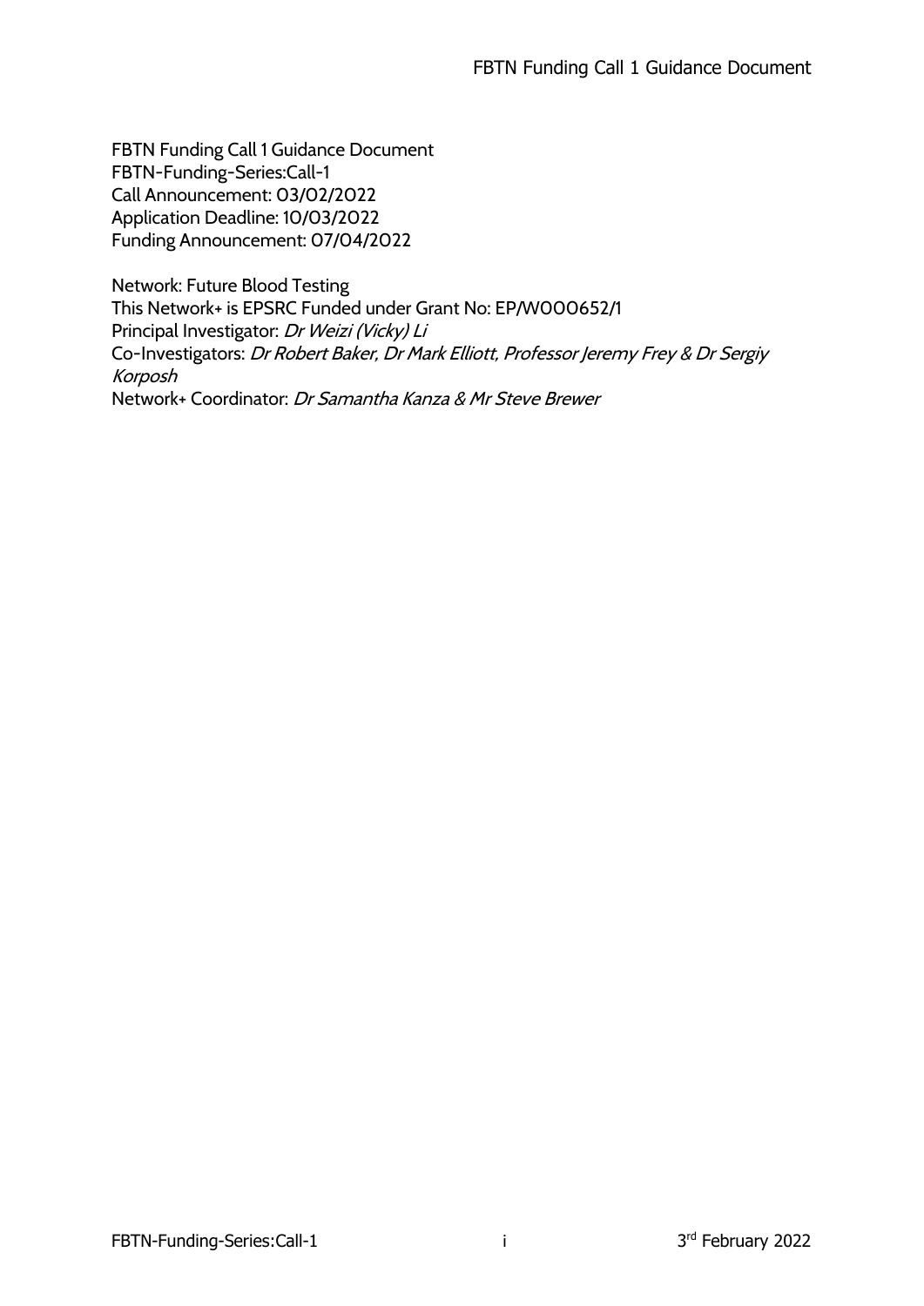FBTN Funding Call 1 Guidance Document
FBTN-Funding-Series:Call-1
Call Announcement: 03/02/2022
Application Deadline: 10/03/2022
Funding Announcement: 07/04/2022

Network: Future Blood Testing
This Network+ is EPSRC Funded under Grant No: EP/W000652/1
Principal Investigator: *Dr Weizi (Vicky) Li*
Co-Investigators: *Dr Robert Baker, Dr Mark Elliott, Professor Jeremy Frey & Dr Sergiy Korposh*
Network+ Coordinator: *Dr Samantha Kanza & Mr Steve Brewer*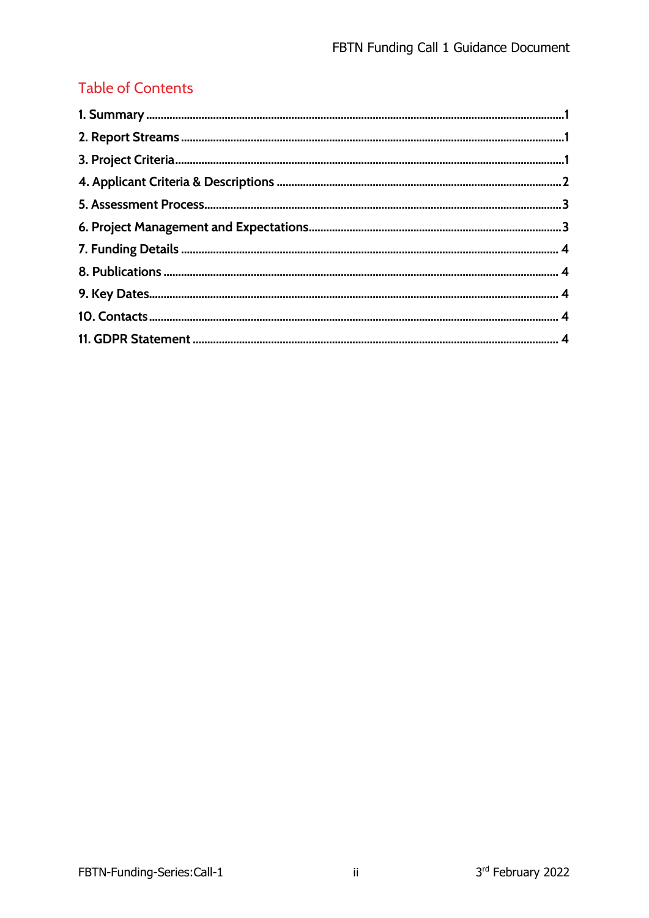## Table of Contents

1. Summary ....................................................................................................................................1
2. Report Streams ............................................................................................................................1
3. Project Criteria.............................................................................................................................1
4. Applicant Criteria & Descriptions ...............................................................................................2
5. Assessment Process....................................................................................................................3
6. Project Management and Expectations......................................................................................3
7. Funding Details ............................................................................................................................4
8. Publications .................................................................................................................................4
9. Key Dates.....................................................................................................................................4
10. Contacts......................................................................................................................................4
11. GDPR Statement ........................................................................................................................4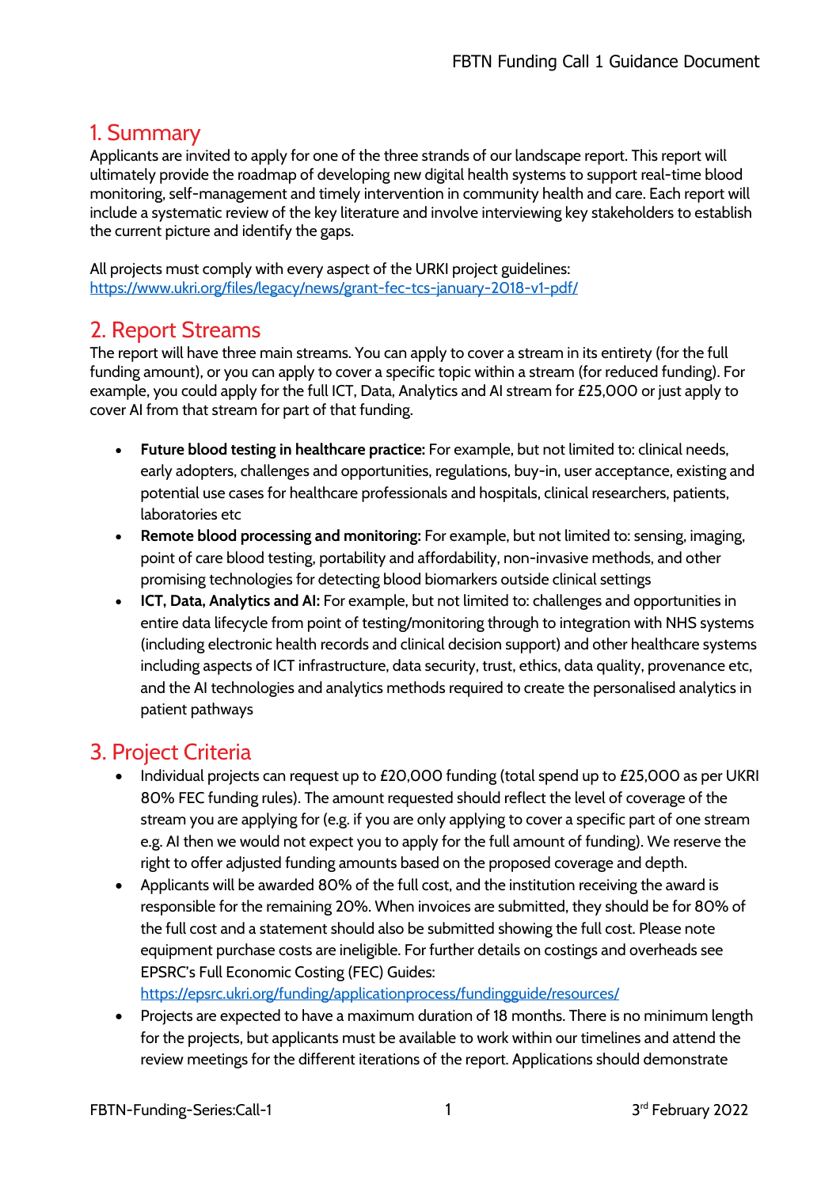# 1. Summary

Applicants are invited to apply for one of the three strands of our landscape report. This report will ultimately provide the roadmap of developing new digital health systems to support real-time blood monitoring, self-management and timely intervention in community health and care. Each report will include a systematic review of the key literature and involve interviewing key stakeholders to establish the current picture and identify the gaps.

All projects must comply with every aspect of the URKI project guidelines: https://www.ukri.org/files/legacy/news/grant-fec-tcs-january-2018-v1-pdf/

# 2. Report Streams

The report will have three main streams. You can apply to cover a stream in its entirety (for the full funding amount), or you can apply to cover a specific topic within a stream (for reduced funding). For example, you could apply for the full ICT, Data, Analytics and AI stream for £25,000 or just apply to cover AI from that stream for part of that funding.

- **Future blood testing in healthcare practice:** For example, but not limited to: clinical needs, early adopters, challenges and opportunities, regulations, buy-in, user acceptance, existing and potential use cases for healthcare professionals and hospitals, clinical researchers, patients, laboratories etc
- **Remote blood processing and monitoring:** For example, but not limited to: sensing, imaging, point of care blood testing, portability and affordability, non-invasive methods, and other promising technologies for detecting blood biomarkers outside clinical settings
- **ICT, Data, Analytics and AI:** For example, but not limited to: challenges and opportunities in entire data lifecycle from point of testing/monitoring through to integration with NHS systems (including electronic health records and clinical decision support) and other healthcare systems including aspects of ICT infrastructure, data security, trust, ethics, data quality, provenance etc, and the AI technologies and analytics methods required to create the personalised analytics in patient pathways

# 3. Project Criteria

- Individual projects can request up to £20,000 funding (total spend up to £25,000 as per UKRI 80% FEC funding rules). The amount requested should reflect the level of coverage of the stream you are applying for (e.g. if you are only applying to cover a specific part of one stream e.g. AI then we would not expect you to apply for the full amount of funding). We reserve the right to offer adjusted funding amounts based on the proposed coverage and depth.
- Applicants will be awarded 80% of the full cost, and the institution receiving the award is responsible for the remaining 20%. When invoices are submitted, they should be for 80% of the full cost and a statement should also be submitted showing the full cost. Please note equipment purchase costs are ineligible. For further details on costings and overheads see EPSRC's Full Economic Costing (FEC) Guides: https://epsrc.ukri.org/funding/applicationprocess/fundingguide/resources/
- Projects are expected to have a maximum duration of 18 months. There is no minimum length for the projects, but applicants must be available to work within our timelines and attend the review meetings for the different iterations of the report. Applications should demonstrate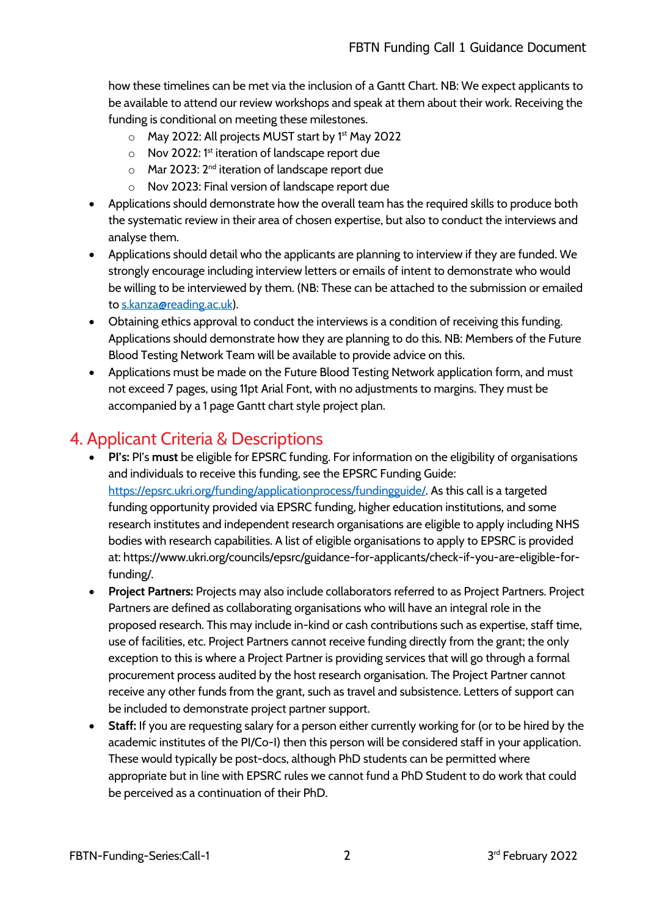how these timelines can be met via the inclusion of a Gantt Chart. NB: We expect applicants to be available to attend our review workshops and speak at them about their work. Receiving the funding is conditional on meeting these milestones.

  - May 2022: All projects MUST start by 1st May 2022
  - Nov 2022: 1st iteration of landscape report due
  - Mar 2023: 2nd iteration of landscape report due
  - Nov 2023: Final version of landscape report due

- Applications should demonstrate how the overall team has the required skills to produce both the systematic review in their area of chosen expertise, but also to conduct the interviews and analyse them.
- Applications should detail who the applicants are planning to interview if they are funded. We strongly encourage including interview letters or emails of intent to demonstrate who would be willing to be interviewed by them. (NB: These can be attached to the submission or emailed to s.kanza@reading.ac.uk).
- Obtaining ethics approval to conduct the interviews is a condition of receiving this funding. Applications should demonstrate how they are planning to do this. NB: Members of the Future Blood Testing Network Team will be available to provide advice on this.
- Applications must be made on the Future Blood Testing Network application form, and must not exceed 7 pages, using 11pt Arial Font, with no adjustments to margins. They must be accompanied by a 1 page Gantt chart style project plan.

## 4. Applicant Criteria & Descriptions

- **PI's:** PI's **must** be eligible for EPSRC funding. For information on the eligibility of organisations and individuals to receive this funding, see the EPSRC Funding Guide: https://epsrc.ukri.org/funding/applicationprocess/fundingguide/. As this call is a targeted funding opportunity provided via EPSRC funding, higher education institutions, and some research institutes and independent research organisations are eligible to apply including NHS bodies with research capabilities. A list of eligible organisations to apply to EPSRC is provided at: https://www.ukri.org/councils/epsrc/guidance-for-applicants/check-if-you-are-eligible-for-funding/.
- **Project Partners:** Projects may also include collaborators referred to as Project Partners. Project Partners are defined as collaborating organisations who will have an integral role in the proposed research. This may include in-kind or cash contributions such as expertise, staff time, use of facilities, etc. Project Partners cannot receive funding directly from the grant; the only exception to this is where a Project Partner is providing services that will go through a formal procurement process audited by the host research organisation. The Project Partner cannot receive any other funds from the grant, such as travel and subsistence. Letters of support can be included to demonstrate project partner support.
- **Staff:** If you are requesting salary for a person either currently working for (or to be hired by the academic institutes of the PI/Co-I) then this person will be considered staff in your application. These would typically be post-docs, although PhD students can be permitted where appropriate but in line with EPSRC rules we cannot fund a PhD Student to do work that could be perceived as a continuation of their PhD.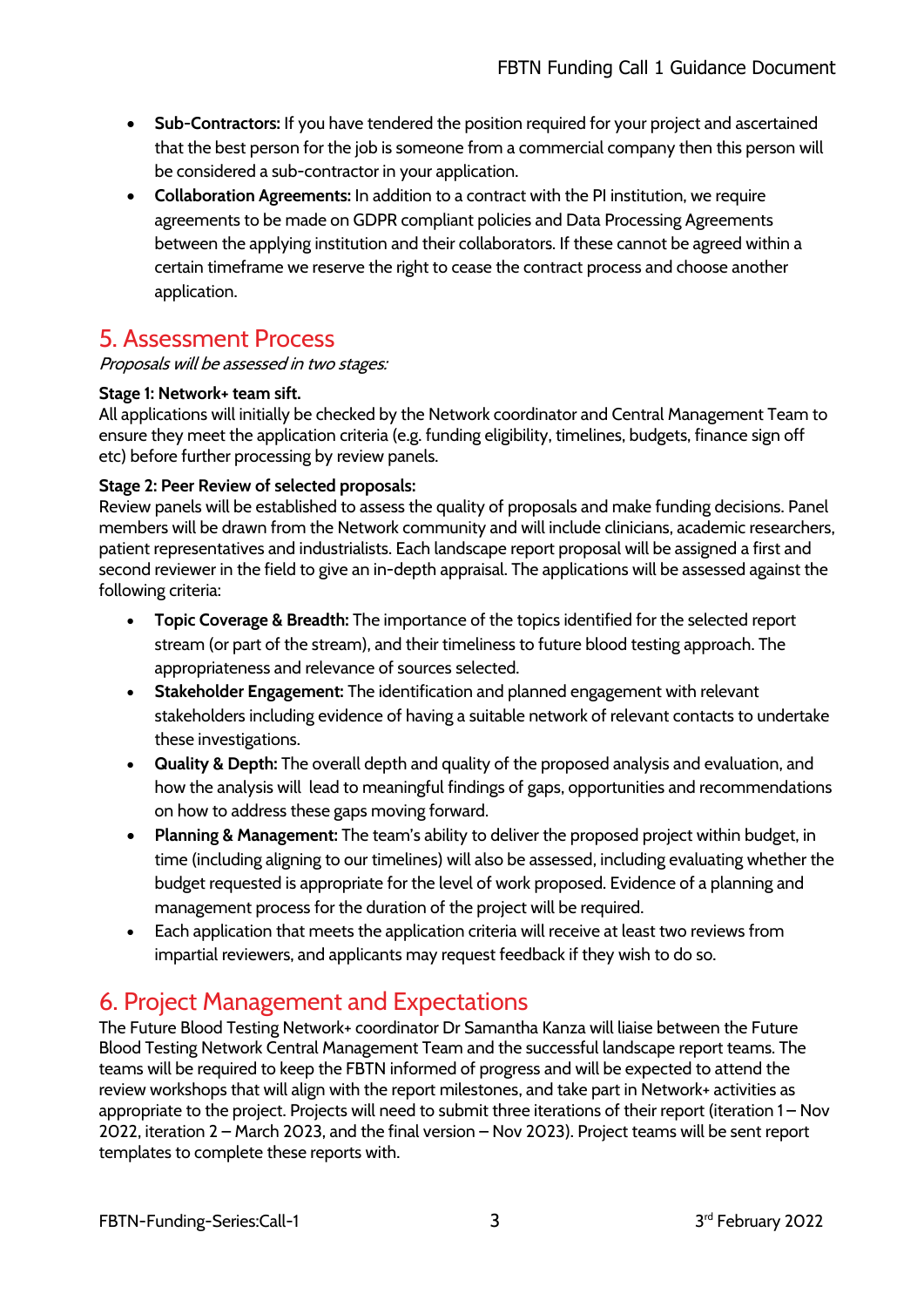- **Sub-Contractors:** If you have tendered the position required for your project and ascertained that the best person for the job is someone from a commercial company then this person will be considered a sub-contractor in your application.
- **Collaboration Agreements:** In addition to a contract with the PI institution, we require agreements to be made on GDPR compliant policies and Data Processing Agreements between the applying institution and their collaborators. If these cannot be agreed within a certain timeframe we reserve the right to cease the contract process and choose another application.

## 5. Assessment Process

*Proposals will be assessed in two stages:*

**Stage 1: Network+ team sift.**

All applications will initially be checked by the Network coordinator and Central Management Team to ensure they meet the application criteria (e.g. funding eligibility, timelines, budgets, finance sign off etc) before further processing by review panels.

**Stage 2: Peer Review of selected proposals:**

Review panels will be established to assess the quality of proposals and make funding decisions. Panel members will be drawn from the Network community and will include clinicians, academic researchers, patient representatives and industrialists. Each landscape report proposal will be assigned a first and second reviewer in the field to give an in-depth appraisal. The applications will be assessed against the following criteria:

- **Topic Coverage & Breadth:** The importance of the topics identified for the selected report stream (or part of the stream), and their timeliness to future blood testing approach. The appropriateness and relevance of sources selected.
- **Stakeholder Engagement:** The identification and planned engagement with relevant stakeholders including evidence of having a suitable network of relevant contacts to undertake these investigations.
- **Quality & Depth:** The overall depth and quality of the proposed analysis and evaluation, and how the analysis will lead to meaningful findings of gaps, opportunities and recommendations on how to address these gaps moving forward.
- **Planning & Management:** The team's ability to deliver the proposed project within budget, in time (including aligning to our timelines) will also be assessed, including evaluating whether the budget requested is appropriate for the level of work proposed. Evidence of a planning and management process for the duration of the project will be required.
- Each application that meets the application criteria will receive at least two reviews from impartial reviewers, and applicants may request feedback if they wish to do so.

## 6. Project Management and Expectations

The Future Blood Testing Network+ coordinator Dr Samantha Kanza will liaise between the Future Blood Testing Network Central Management Team and the successful landscape report teams. The teams will be required to keep the FBTN informed of progress and will be expected to attend the review workshops that will align with the report milestones, and take part in Network+ activities as appropriate to the project. Projects will need to submit three iterations of their report (iteration 1 – Nov 2022, iteration 2 – March 2023, and the final version – Nov 2023). Project teams will be sent report templates to complete these reports with.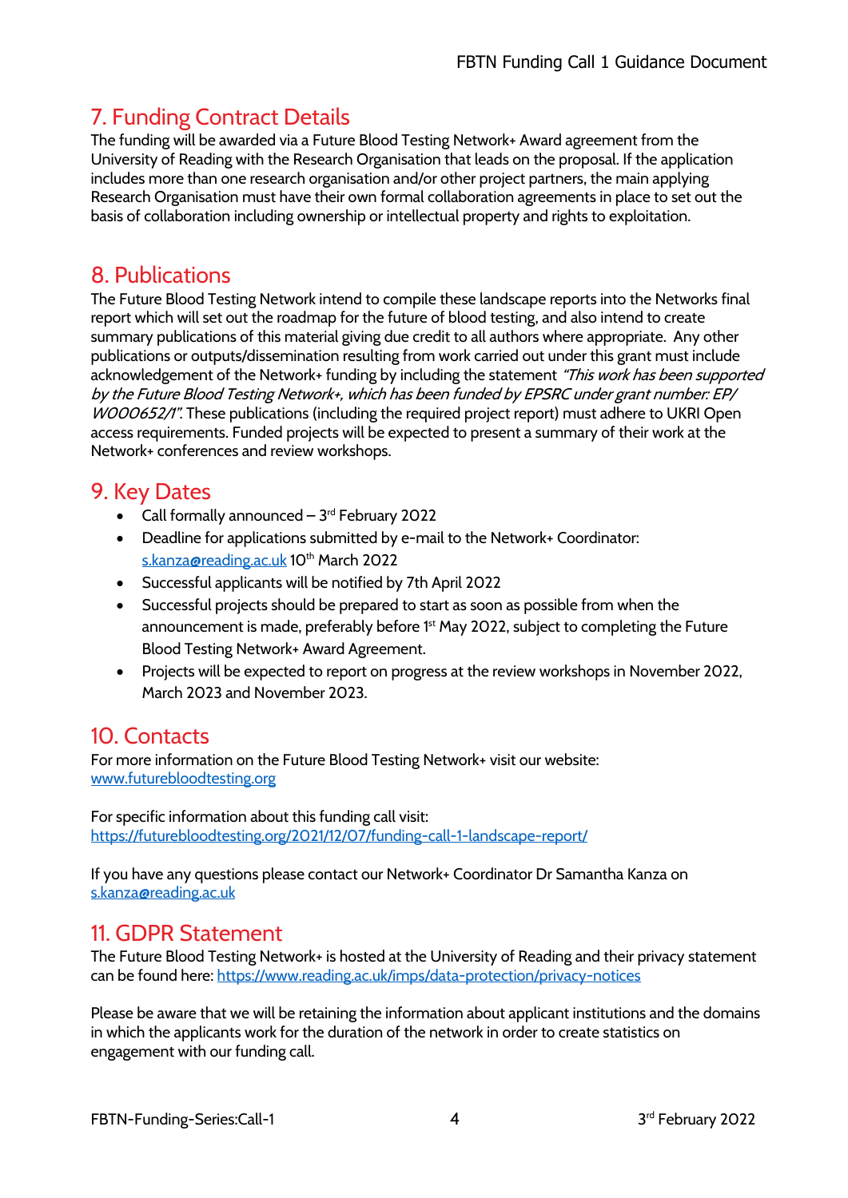## 7. Funding Contract Details

The funding will be awarded via a Future Blood Testing Network+ Award agreement from the University of Reading with the Research Organisation that leads on the proposal. If the application includes more than one research organisation and/or other project partners, the main applying Research Organisation must have their own formal collaboration agreements in place to set out the basis of collaboration including ownership or intellectual property and rights to exploitation.

## 8. Publications

The Future Blood Testing Network intend to compile these landscape reports into the Networks final report which will set out the roadmap for the future of blood testing, and also intend to create summary publications of this material giving due credit to all authors where appropriate. Any other publications or outputs/dissemination resulting from work carried out under this grant must include acknowledgement of the Network+ funding by including the statement *"This work has been supported by the Future Blood Testing Network+, which has been funded by EPSRC under grant number: EP/W000652/1"*. These publications (including the required project report) must adhere to UKRI Open access requirements. Funded projects will be expected to present a summary of their work at the Network+ conferences and review workshops.

## 9. Key Dates

- Call formally announced – 3rd February 2022
- Deadline for applications submitted by e-mail to the Network+ Coordinator: s.kanza@reading.ac.uk 10th March 2022
- Successful applicants will be notified by 7th April 2022
- Successful projects should be prepared to start as soon as possible from when the announcement is made, preferably before 1st May 2022, subject to completing the Future Blood Testing Network+ Award Agreement.
- Projects will be expected to report on progress at the review workshops in November 2022, March 2023 and November 2023.

## 10. Contacts

For more information on the Future Blood Testing Network+ visit our website: www.futurebloodtesting.org

For specific information about this funding call visit: https://futurebloodtesting.org/2021/12/07/funding-call-1-landscape-report/

If you have any questions please contact our Network+ Coordinator Dr Samantha Kanza on s.kanza@reading.ac.uk

## 11. GDPR Statement

The Future Blood Testing Network+ is hosted at the University of Reading and their privacy statement can be found here: https://www.reading.ac.uk/imps/data-protection/privacy-notices

Please be aware that we will be retaining the information about applicant institutions and the domains in which the applicants work for the duration of the network in order to create statistics on engagement with our funding call.